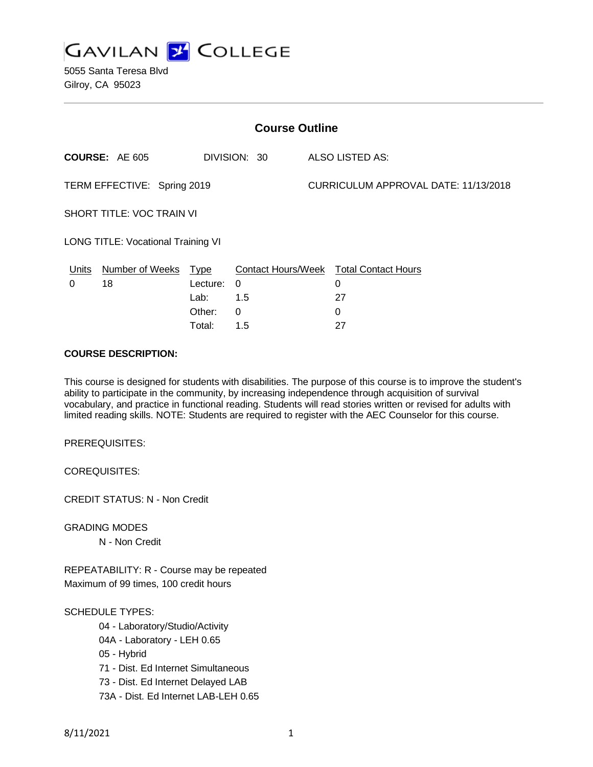# GAVILAN COLLEGE

5055 Santa Teresa Blvd
Gilroy, CA 95023

## Course Outline

**COURSE:** AE 605 DIVISION: 30 ALSO LISTED AS:

TERM EFFECTIVE: Spring 2019 CURRICULUM APPROVAL DATE: 11/13/2018

SHORT TITLE: VOC TRAIN VI

LONG TITLE: Vocational Training VI

| Units | Number of Weeks | Type | Contact Hours/Week | Total Contact Hours |
|---|---|---|---|---|
| 0 | 18 | Lecture: | 0 | 0 |
| | | Lab: | 1.5 | 27 |
| | | Other: | 0 | 0 |
| | | Total: | 1.5 | 27 |

**COURSE DESCRIPTION:**

This course is designed for students with disabilities. The purpose of this course is to improve the student's ability to participate in the community, by increasing independence through acquisition of survival vocabulary, and practice in functional reading. Students will read stories written or revised for adults with limited reading skills. NOTE: Students are required to register with the AEC Counselor for this course.

PREREQUISITES:

COREQUISITES:

CREDIT STATUS: N - Non Credit

GRADING MODES

N - Non Credit

REPEATABILITY: R - Course may be repeated
Maximum of 99 times, 100 credit hours

SCHEDULE TYPES:

04 - Laboratory/Studio/Activity
04A - Laboratory - LEH 0.65
05 - Hybrid
71 - Dist. Ed Internet Simultaneous
73 - Dist. Ed Internet Delayed LAB
73A - Dist. Ed Internet LAB-LEH 0.65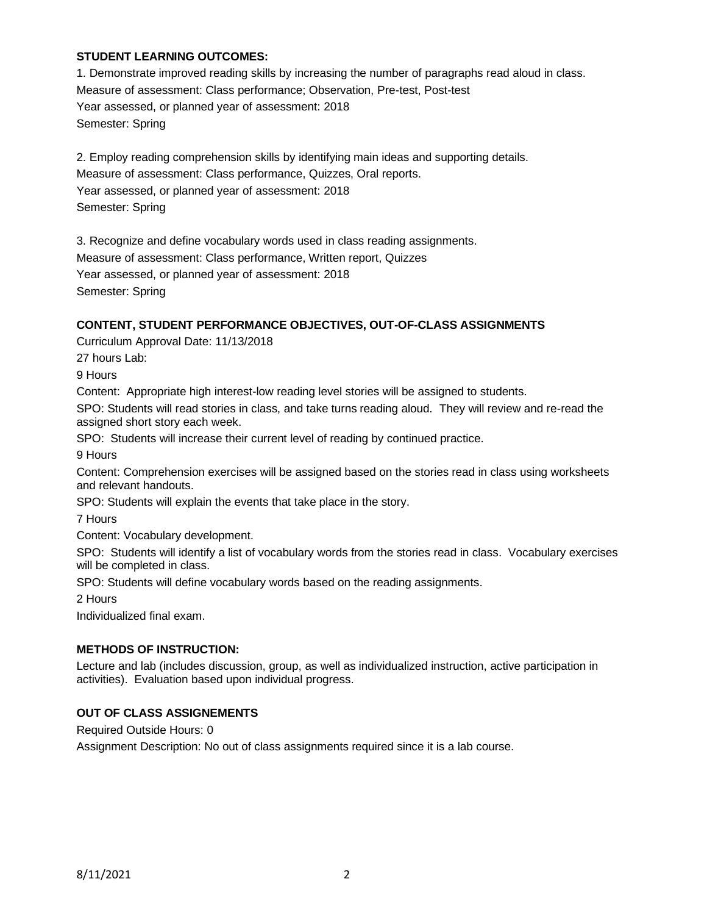## STUDENT LEARNING OUTCOMES:

1. Demonstrate improved reading skills by increasing the number of paragraphs read aloud in class.
Measure of assessment: Class performance; Observation, Pre-test, Post-test
Year assessed, or planned year of assessment: 2018
Semester: Spring

2. Employ reading comprehension skills by identifying main ideas and supporting details.
Measure of assessment: Class performance, Quizzes, Oral reports.
Year assessed, or planned year of assessment: 2018
Semester: Spring

3. Recognize and define vocabulary words used in class reading assignments.
Measure of assessment: Class performance, Written report, Quizzes
Year assessed, or planned year of assessment: 2018
Semester: Spring

## CONTENT, STUDENT PERFORMANCE OBJECTIVES, OUT-OF-CLASS ASSIGNMENTS

Curriculum Approval Date: 11/13/2018

27 hours Lab:

9 Hours

Content: Appropriate high interest-low reading level stories will be assigned to students.

SPO: Students will read stories in class, and take turns reading aloud. They will review and re-read the assigned short story each week.

SPO: Students will increase their current level of reading by continued practice.

9 Hours

Content: Comprehension exercises will be assigned based on the stories read in class using worksheets and relevant handouts.

SPO: Students will explain the events that take place in the story.

7 Hours

Content: Vocabulary development.

SPO: Students will identify a list of vocabulary words from the stories read in class. Vocabulary exercises will be completed in class.

SPO: Students will define vocabulary words based on the reading assignments.

2 Hours

Individualized final exam.

## METHODS OF INSTRUCTION:

Lecture and lab (includes discussion, group, as well as individualized instruction, active participation in activities). Evaluation based upon individual progress.

## OUT OF CLASS ASSIGNEMENTS

Required Outside Hours: 0

Assignment Description: No out of class assignments required since it is a lab course.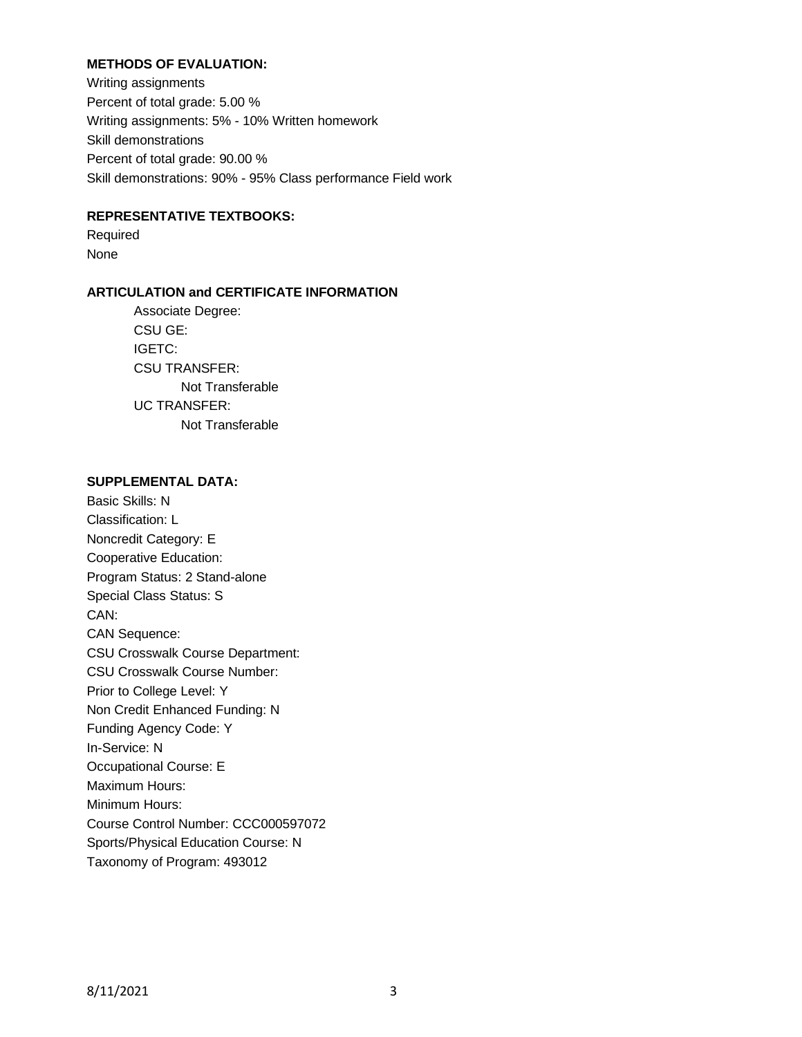**METHODS OF EVALUATION:**

Writing assignments
Percent of total grade: 5.00 %
Writing assignments: 5% - 10% Written homework
Skill demonstrations
Percent of total grade: 90.00 %
Skill demonstrations: 90% - 95% Class performance Field work

**REPRESENTATIVE TEXTBOOKS:**

Required
None

**ARTICULATION and CERTIFICATE INFORMATION**

Associate Degree:
CSU GE:
IGETC:
CSU TRANSFER:
Not Transferable
UC TRANSFER:
Not Transferable

**SUPPLEMENTAL DATA:**

Basic Skills: N
Classification: L
Noncredit Category: E
Cooperative Education:
Program Status: 2 Stand-alone
Special Class Status: S
CAN:
CAN Sequence:
CSU Crosswalk Course Department:
CSU Crosswalk Course Number:
Prior to College Level: Y
Non Credit Enhanced Funding: N
Funding Agency Code: Y
In-Service: N
Occupational Course: E
Maximum Hours:
Minimum Hours:
Course Control Number: CCC000597072
Sports/Physical Education Course: N
Taxonomy of Program: 493012